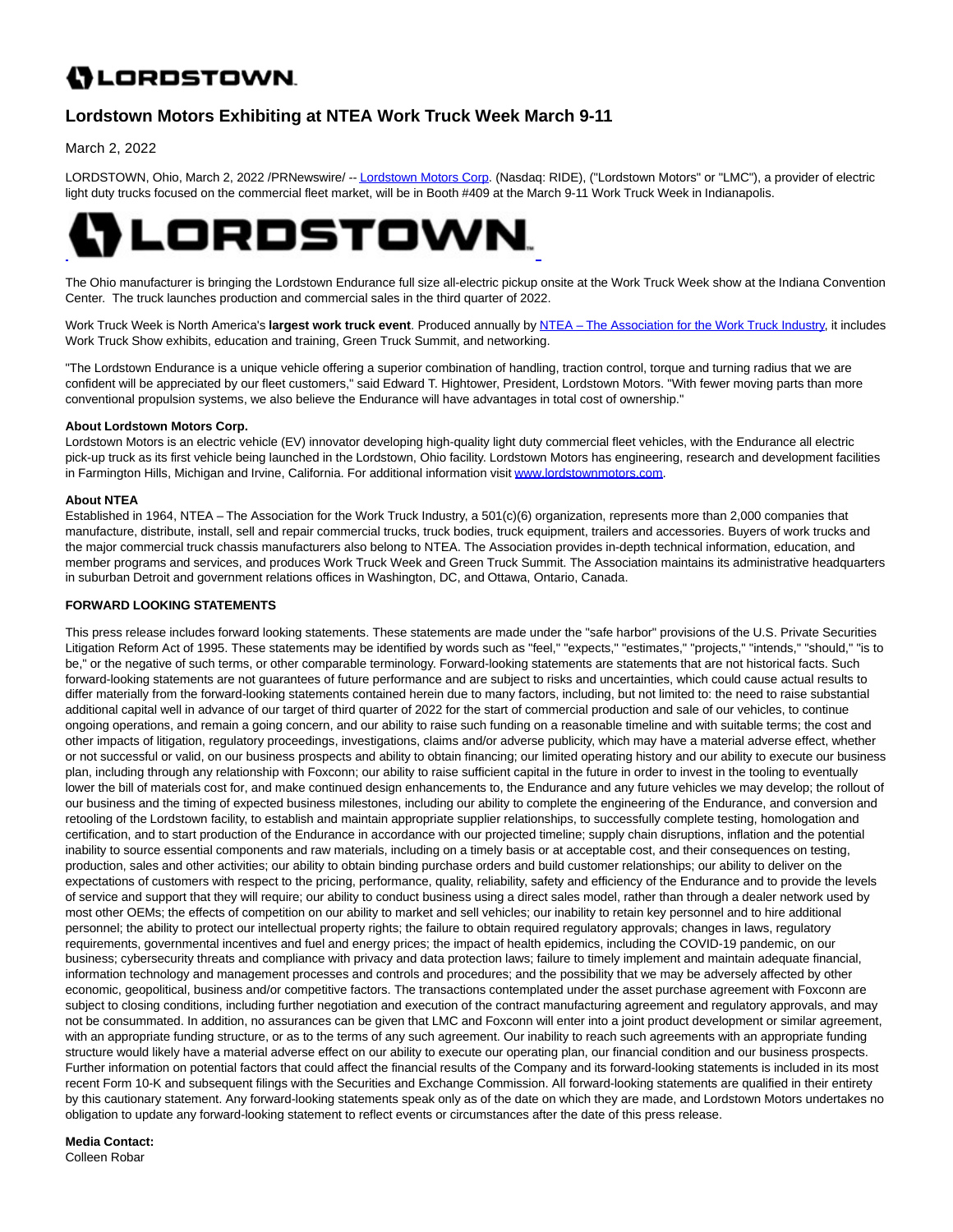# Lordstown Motors Exhibiting at NTEA Work Truck Week March 9-11

March 2, 2022

LORDSTOWN, Ohio, March 2, 2022 /PRNewswire/ -- Lordstown Motors Corp. (Nasdaq: RIDE), ("Lordstown Motors" or "LMC"), a provider of electric light duty trucks focused on the commercial fleet market, will be in Booth #409 at the March 9-11 Work Truck Week in Indianapolis.

The Ohio manufacturer is bringing the Lordstown Endurance full size all-electric pickup onsite at the Work Truck Week show at the Indiana Convention Center. The truck launches production and commercial sales in the third quarter of 2022.

Work Truck Week is North America's **largest work truck event**. Produced annually by NTEA – The Association for the Work Truck Industry, it includes Work Truck Show exhibits, education and training, Green Truck Summit, and networking.

"The Lordstown Endurance is a unique vehicle offering a superior combination of handling, traction control, torque and turning radius that we are confident will be appreciated by our fleet customers," said Edward T. Hightower, President, Lordstown Motors. "With fewer moving parts than more conventional propulsion systems, we also believe the Endurance will have advantages in total cost of ownership."

**About Lordstown Motors Corp.**
Lordstown Motors is an electric vehicle (EV) innovator developing high-quality light duty commercial fleet vehicles, with the Endurance all electric pick-up truck as its first vehicle being launched in the Lordstown, Ohio facility. Lordstown Motors has engineering, research and development facilities in Farmington Hills, Michigan and Irvine, California. For additional information visit www.lordstownmotors.com.

**About NTEA**
Established in 1964, NTEA – The Association for the Work Truck Industry, a 501(c)(6) organization, represents more than 2,000 companies that manufacture, distribute, install, sell and repair commercial trucks, truck bodies, truck equipment, trailers and accessories. Buyers of work trucks and the major commercial truck chassis manufacturers also belong to NTEA. The Association provides in-depth technical information, education, and member programs and services, and produces Work Truck Week and Green Truck Summit. The Association maintains its administrative headquarters in suburban Detroit and government relations offices in Washington, DC, and Ottawa, Ontario, Canada.

**FORWARD LOOKING STATEMENTS**

This press release includes forward looking statements. These statements are made under the "safe harbor" provisions of the U.S. Private Securities Litigation Reform Act of 1995. These statements may be identified by words such as "feel," "expects," "estimates," "projects," "intends," "should," "is to be," or the negative of such terms, or other comparable terminology. Forward-looking statements are statements that are not historical facts. Such forward-looking statements are not guarantees of future performance and are subject to risks and uncertainties, which could cause actual results to differ materially from the forward-looking statements contained herein due to many factors, including, but not limited to: the need to raise substantial additional capital well in advance of our target of third quarter of 2022 for the start of commercial production and sale of our vehicles, to continue ongoing operations, and remain a going concern, and our ability to raise such funding on a reasonable timeline and with suitable terms; the cost and other impacts of litigation, regulatory proceedings, investigations, claims and/or adverse publicity, which may have a material adverse effect, whether or not successful or valid, on our business prospects and ability to obtain financing; our limited operating history and our ability to execute our business plan, including through any relationship with Foxconn; our ability to raise sufficient capital in the future in order to invest in the tooling to eventually lower the bill of materials cost for, and make continued design enhancements to, the Endurance and any future vehicles we may develop; the rollout of our business and the timing of expected business milestones, including our ability to complete the engineering of the Endurance, and conversion and retooling of the Lordstown facility, to establish and maintain appropriate supplier relationships, to successfully complete testing, homologation and certification, and to start production of the Endurance in accordance with our projected timeline; supply chain disruptions, inflation and the potential inability to source essential components and raw materials, including on a timely basis or at acceptable cost, and their consequences on testing, production, sales and other activities; our ability to obtain binding purchase orders and build customer relationships; our ability to deliver on the expectations of customers with respect to the pricing, performance, quality, reliability, safety and efficiency of the Endurance and to provide the levels of service and support that they will require; our ability to conduct business using a direct sales model, rather than through a dealer network used by most other OEMs; the effects of competition on our ability to market and sell vehicles; our inability to retain key personnel and to hire additional personnel; the ability to protect our intellectual property rights; the failure to obtain required regulatory approvals; changes in laws, regulatory requirements, governmental incentives and fuel and energy prices; the impact of health epidemics, including the COVID-19 pandemic, on our business; cybersecurity threats and compliance with privacy and data protection laws; failure to timely implement and maintain adequate financial, information technology and management processes and controls and procedures; and the possibility that we may be adversely affected by other economic, geopolitical, business and/or competitive factors. The transactions contemplated under the asset purchase agreement with Foxconn are subject to closing conditions, including further negotiation and execution of the contract manufacturing agreement and regulatory approvals, and may not be consummated. In addition, no assurances can be given that LMC and Foxconn will enter into a joint product development or similar agreement, with an appropriate funding structure, or as to the terms of any such agreement. Our inability to reach such agreements with an appropriate funding structure would likely have a material adverse effect on our ability to execute our operating plan, our financial condition and our business prospects. Further information on potential factors that could affect the financial results of the Company and its forward-looking statements is included in its most recent Form 10-K and subsequent filings with the Securities and Exchange Commission. All forward-looking statements are qualified in their entirety by this cautionary statement. Any forward-looking statements speak only as of the date on which they are made, and Lordstown Motors undertakes no obligation to update any forward-looking statement to reflect events or circumstances after the date of this press release.

**Media Contact:**
Colleen Robar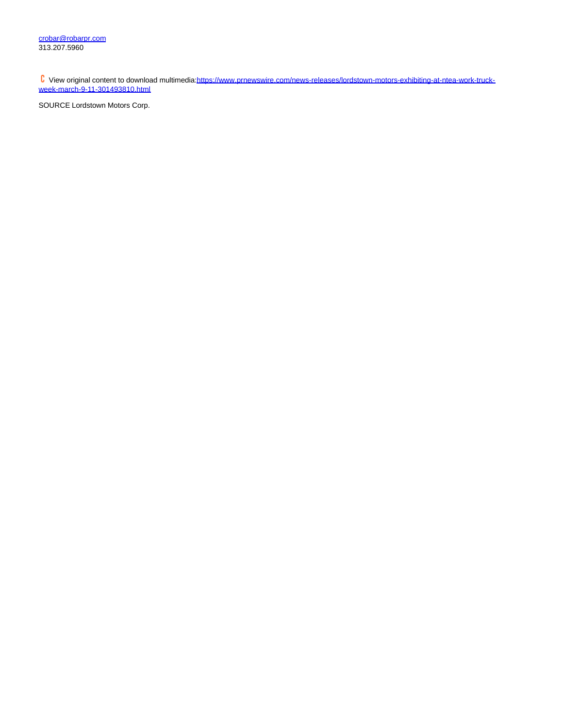crobar@robarpr.com
313.207.5960

View original content to download multimedia:https://www.prnewswire.com/news-releases/lordstown-motors-exhibiting-at-ntea-work-truck-week-march-9-11-301493810.html

SOURCE Lordstown Motors Corp.